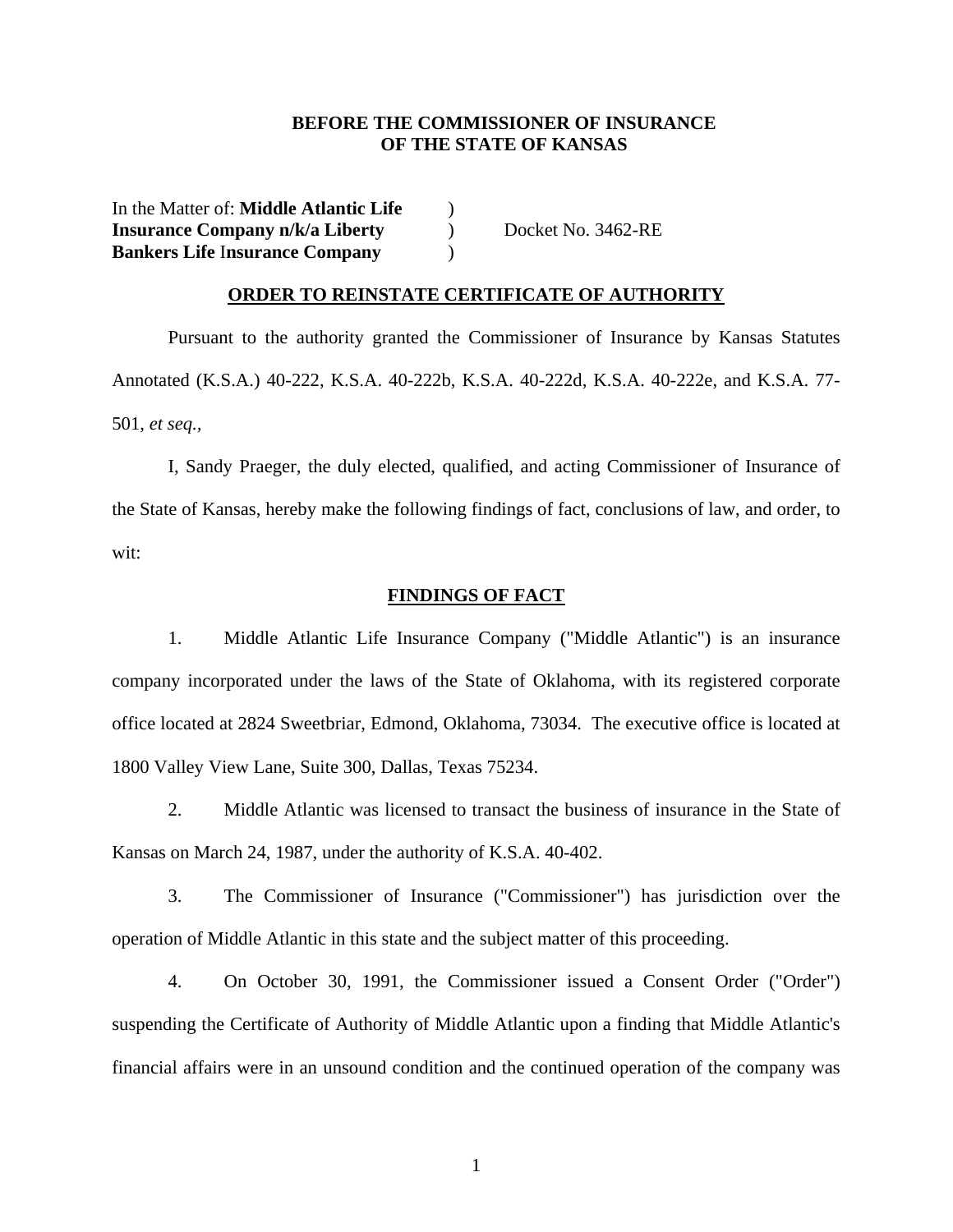**BEFORE THE COMMISSIONER OF INSURANCE**
**OF THE STATE OF KANSAS**

| | | |
|---|---|---|
| In the Matter of: **Middle Atlantic Life Insurance Company n/k/a Liberty Bankers Life Insurance Company** | ) ) ) | Docket No. 3462-RE |

**ORDER TO REINSTATE CERTIFICATE OF AUTHORITY**

Pursuant to the authority granted the Commissioner of Insurance by Kansas Statutes Annotated (K.S.A.) 40-222, K.S.A. 40-222b, K.S.A. 40-222d, K.S.A. 40-222e, and K.S.A. 77-501, *et seq.*,

I, Sandy Praeger, the duly elected, qualified, and acting Commissioner of Insurance of the State of Kansas, hereby make the following findings of fact, conclusions of law, and order, to wit:

**FINDINGS OF FACT**

1. Middle Atlantic Life Insurance Company ("Middle Atlantic") is an insurance company incorporated under the laws of the State of Oklahoma, with its registered corporate office located at 2824 Sweetbriar, Edmond, Oklahoma, 73034. The executive office is located at 1800 Valley View Lane, Suite 300, Dallas, Texas 75234.

2. Middle Atlantic was licensed to transact the business of insurance in the State of Kansas on March 24, 1987, under the authority of K.S.A. 40-402.

3. The Commissioner of Insurance ("Commissioner") has jurisdiction over the operation of Middle Atlantic in this state and the subject matter of this proceeding.

4. On October 30, 1991, the Commissioner issued a Consent Order ("Order") suspending the Certificate of Authority of Middle Atlantic upon a finding that Middle Atlantic's financial affairs were in an unsound condition and the continued operation of the company was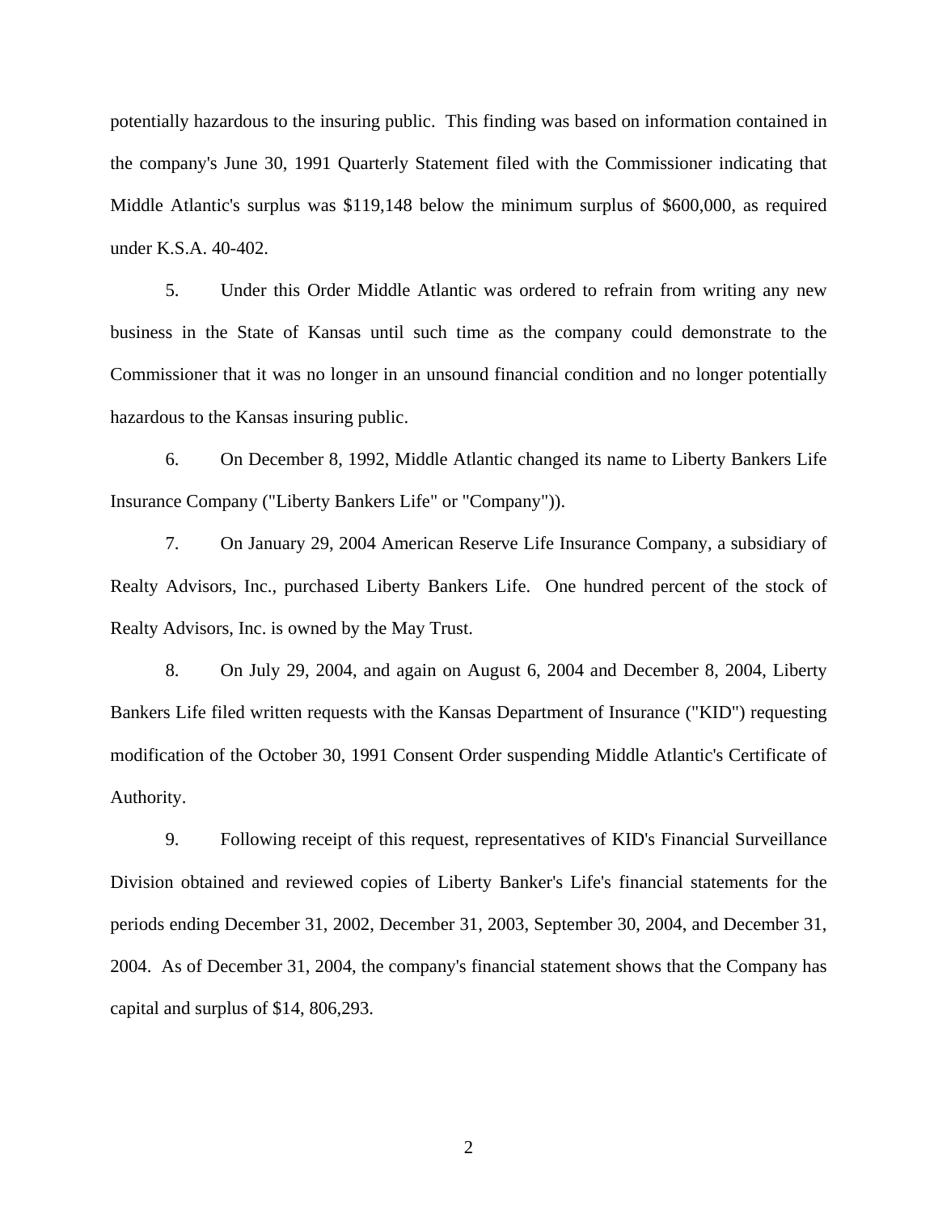potentially hazardous to the insuring public. This finding was based on information contained in the company's June 30, 1991 Quarterly Statement filed with the Commissioner indicating that Middle Atlantic's surplus was $119,148 below the minimum surplus of $600,000, as required under K.S.A. 40-402.

5. Under this Order Middle Atlantic was ordered to refrain from writing any new business in the State of Kansas until such time as the company could demonstrate to the Commissioner that it was no longer in an unsound financial condition and no longer potentially hazardous to the Kansas insuring public.

6. On December 8, 1992, Middle Atlantic changed its name to Liberty Bankers Life Insurance Company ("Liberty Bankers Life" or "Company")).

7. On January 29, 2004 American Reserve Life Insurance Company, a subsidiary of Realty Advisors, Inc., purchased Liberty Bankers Life. One hundred percent of the stock of Realty Advisors, Inc. is owned by the May Trust.

8. On July 29, 2004, and again on August 6, 2004 and December 8, 2004, Liberty Bankers Life filed written requests with the Kansas Department of Insurance ("KID") requesting modification of the October 30, 1991 Consent Order suspending Middle Atlantic's Certificate of Authority.

9. Following receipt of this request, representatives of KID's Financial Surveillance Division obtained and reviewed copies of Liberty Banker's Life's financial statements for the periods ending December 31, 2002, December 31, 2003, September 30, 2004, and December 31, 2004. As of December 31, 2004, the company's financial statement shows that the Company has capital and surplus of $14, 806,293.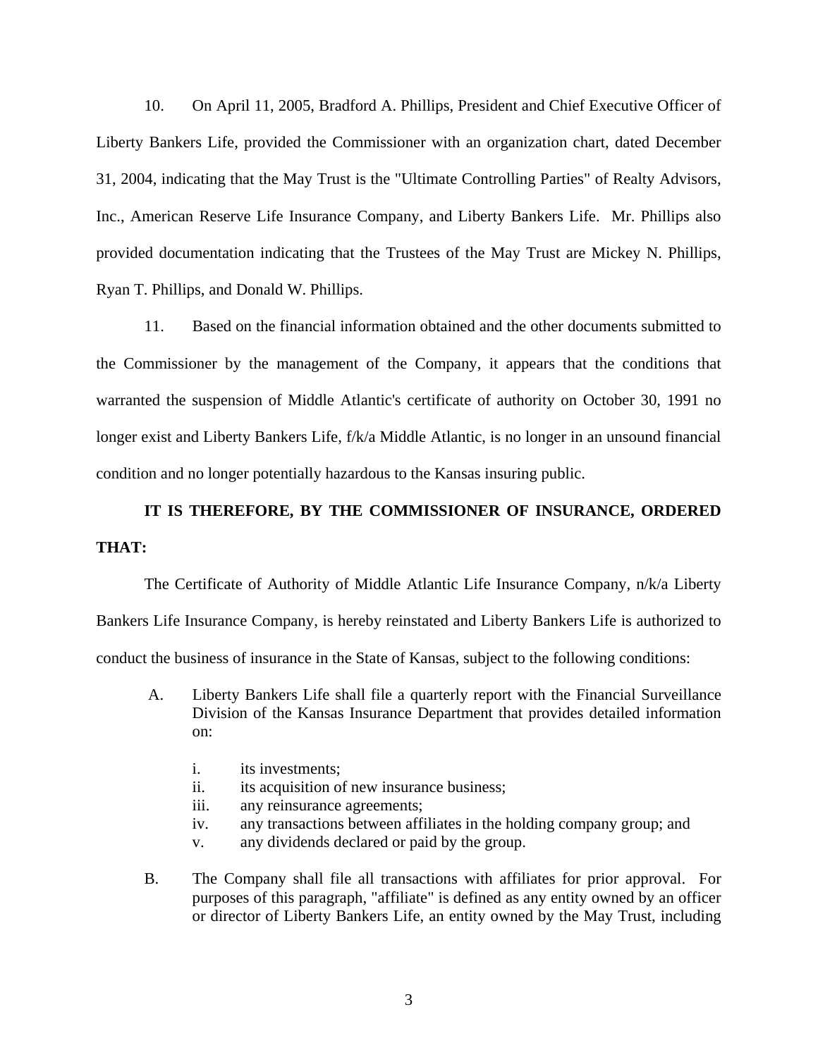10. On April 11, 2005, Bradford A. Phillips, President and Chief Executive Officer of Liberty Bankers Life, provided the Commissioner with an organization chart, dated December 31, 2004, indicating that the May Trust is the "Ultimate Controlling Parties" of Realty Advisors, Inc., American Reserve Life Insurance Company, and Liberty Bankers Life. Mr. Phillips also provided documentation indicating that the Trustees of the May Trust are Mickey N. Phillips, Ryan T. Phillips, and Donald W. Phillips.

11. Based on the financial information obtained and the other documents submitted to the Commissioner by the management of the Company, it appears that the conditions that warranted the suspension of Middle Atlantic's certificate of authority on October 30, 1991 no longer exist and Liberty Bankers Life, f/k/a Middle Atlantic, is no longer in an unsound financial condition and no longer potentially hazardous to the Kansas insuring public.

**IT IS THEREFORE, BY THE COMMISSIONER OF INSURANCE, ORDERED THAT:**

The Certificate of Authority of Middle Atlantic Life Insurance Company, n/k/a Liberty Bankers Life Insurance Company, is hereby reinstated and Liberty Bankers Life is authorized to conduct the business of insurance in the State of Kansas, subject to the following conditions:

A. Liberty Bankers Life shall file a quarterly report with the Financial Surveillance Division of the Kansas Insurance Department that provides detailed information on:

   i. its investments;
   ii. its acquisition of new insurance business;
   iii. any reinsurance agreements;
   iv. any transactions between affiliates in the holding company group; and
   v. any dividends declared or paid by the group.

B. The Company shall file all transactions with affiliates for prior approval. For purposes of this paragraph, "affiliate" is defined as any entity owned by an officer or director of Liberty Bankers Life, an entity owned by the May Trust, including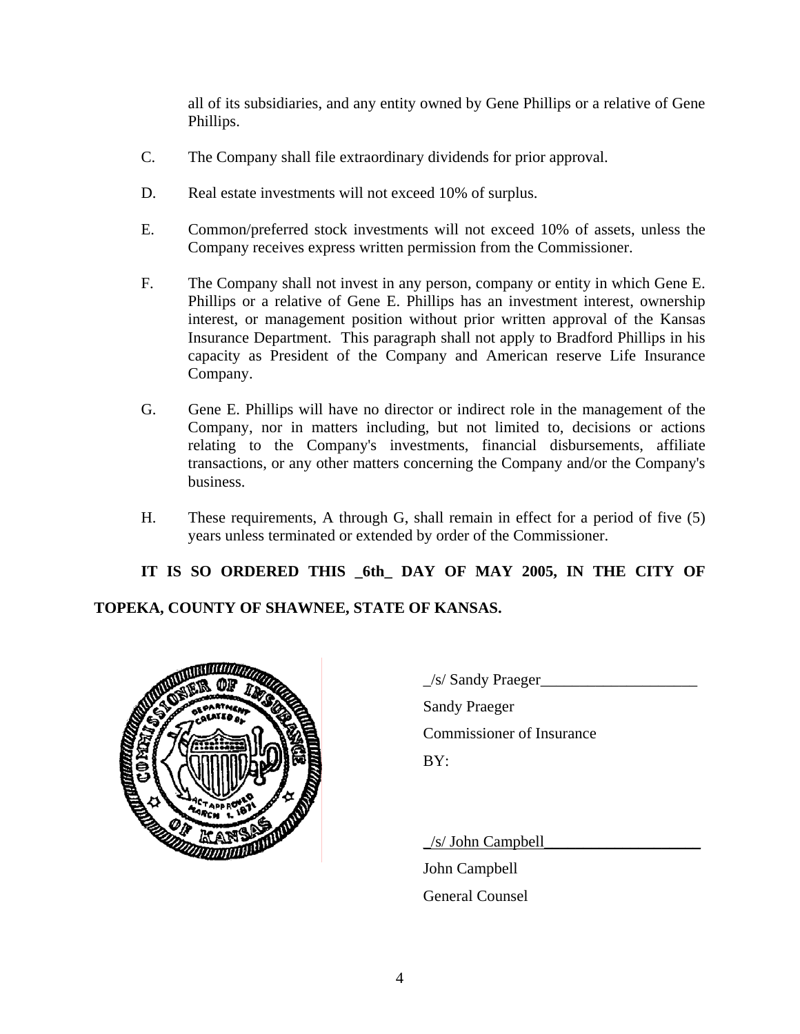all of its subsidiaries, and any entity owned by Gene Phillips or a relative of Gene Phillips.

C. The Company shall file extraordinary dividends for prior approval.

D. Real estate investments will not exceed 10% of surplus.

E. Common/preferred stock investments will not exceed 10% of assets, unless the Company receives express written permission from the Commissioner.

F. The Company shall not invest in any person, company or entity in which Gene E. Phillips or a relative of Gene E. Phillips has an investment interest, ownership interest, or management position without prior written approval of the Kansas Insurance Department. This paragraph shall not apply to Bradford Phillips in his capacity as President of the Company and American reserve Life Insurance Company.

G. Gene E. Phillips will have no director or indirect role in the management of the Company, nor in matters including, but not limited to, decisions or actions relating to the Company's investments, financial disbursements, affiliate transactions, or any other matters concerning the Company and/or the Company's business.

H. These requirements, A through G, shall remain in effect for a period of five (5) years unless terminated or extended by order of the Commissioner.

**IT IS SO ORDERED THIS _6th_ DAY OF MAY 2005, IN THE CITY OF TOPEKA, COUNTY OF SHAWNEE, STATE OF KANSAS.**

_/s/ Sandy Praeger____________________
Sandy Praeger
Commissioner of Insurance
BY:

_/s/ John Campbell____________________
John Campbell
General Counsel